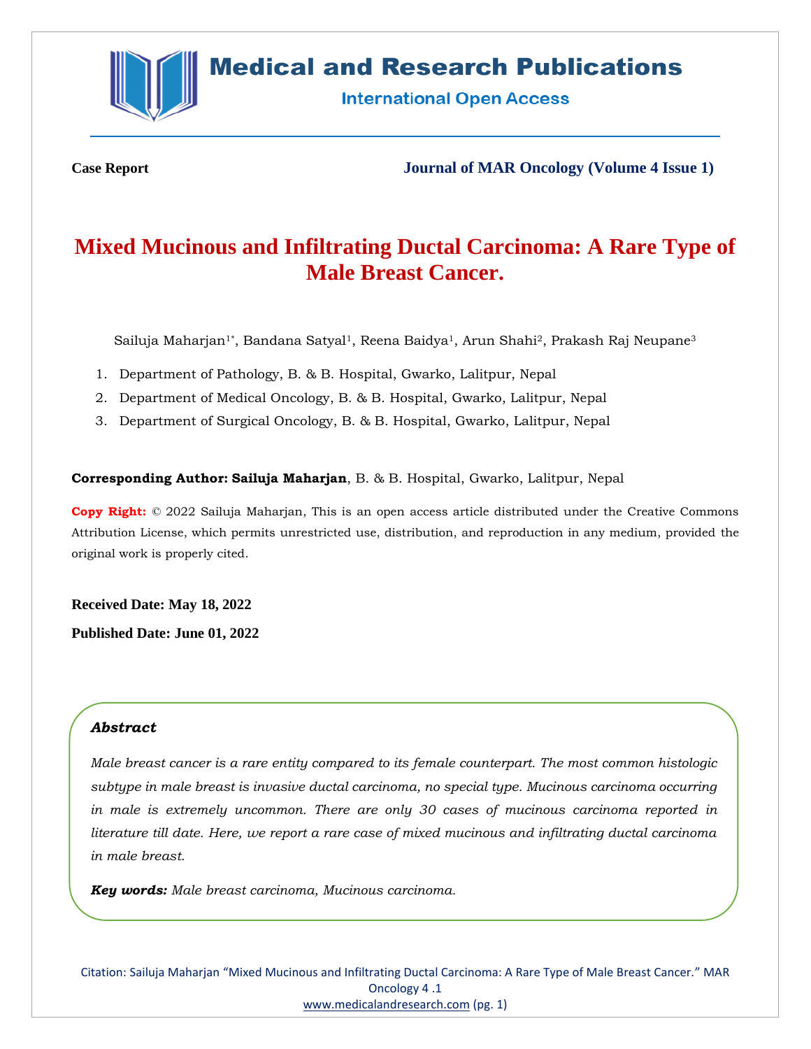**Case Report** **Journal of MAR Oncology (Volume 4 Issue 1)**

# Mixed Mucinous and Infiltrating Ductal Carcinoma: A Rare Type of Male Breast Cancer.

Sailuja Maharjan[1*], Bandana Satyal[1], Reena Baidya[1], Arun Shahi[2], Prakash Raj Neupane[3]

1. Department of Pathology, B. & B. Hospital, Gwarko, Lalitpur, Nepal
2. Department of Medical Oncology, B. & B. Hospital, Gwarko, Lalitpur, Nepal
3. Department of Surgical Oncology, B. & B. Hospital, Gwarko, Lalitpur, Nepal

**Corresponding Author: Sailuja Maharjan**, B. & B. Hospital, Gwarko, Lalitpur, Nepal

**Copy Right:** © 2022 Sailuja Maharjan, This is an open access article distributed under the Creative Commons Attribution License, which permits unrestricted use, distribution, and reproduction in any medium, provided the original work is properly cited.

**Received Date: May 18, 2022**

**Published Date: June 01, 2022**

## *Abstract*

*Male breast cancer is a rare entity compared to its female counterpart. The most common histologic subtype in male breast is invasive ductal carcinoma, no special type. Mucinous carcinoma occurring in male is extremely uncommon. There are only 30 cases of mucinous carcinoma reported in literature till date. Here, we report a rare case of mixed mucinous and infiltrating ductal carcinoma in male breast.*

***Key words:*** *Male breast carcinoma, Mucinous carcinoma.*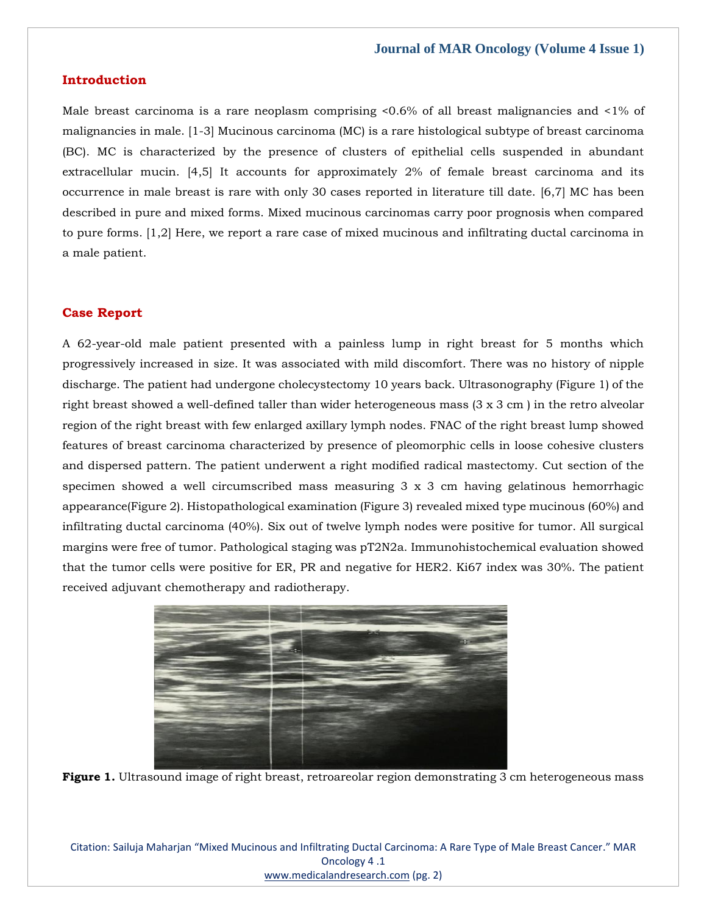## Introduction

Male breast carcinoma is a rare neoplasm comprising <0.6% of all breast malignancies and <1% of malignancies in male. [1-3] Mucinous carcinoma (MC) is a rare histological subtype of breast carcinoma (BC). MC is characterized by the presence of clusters of epithelial cells suspended in abundant extracellular mucin. [4,5] It accounts for approximately 2% of female breast carcinoma and its occurrence in male breast is rare with only 30 cases reported in literature till date. [6,7] MC has been described in pure and mixed forms. Mixed mucinous carcinomas carry poor prognosis when compared to pure forms. [1,2] Here, we report a rare case of mixed mucinous and infiltrating ductal carcinoma in a male patient.

## Case Report

A 62-year-old male patient presented with a painless lump in right breast for 5 months which progressively increased in size. It was associated with mild discomfort. There was no history of nipple discharge. The patient had undergone cholecystectomy 10 years back. Ultrasonography (Figure 1) of the right breast showed a well-defined taller than wider heterogeneous mass (3 x 3 cm ) in the retro alveolar region of the right breast with few enlarged axillary lymph nodes. FNAC of the right breast lump showed features of breast carcinoma characterized by presence of pleomorphic cells in loose cohesive clusters and dispersed pattern. The patient underwent a right modified radical mastectomy. Cut section of the specimen showed a well circumscribed mass measuring 3 x 3 cm having gelatinous hemorrhagic appearance(Figure 2). Histopathological examination (Figure 3) revealed mixed type mucinous (60%) and infiltrating ductal carcinoma (40%). Six out of twelve lymph nodes were positive for tumor. All surgical margins were free of tumor. Pathological staging was pT2N2a. Immunohistochemical evaluation showed that the tumor cells were positive for ER, PR and negative for HER2. Ki67 index was 30%. The patient received adjuvant chemotherapy and radiotherapy.

**Figure 1.** Ultrasound image of right breast, retroareolar region demonstrating 3 cm heterogeneous mass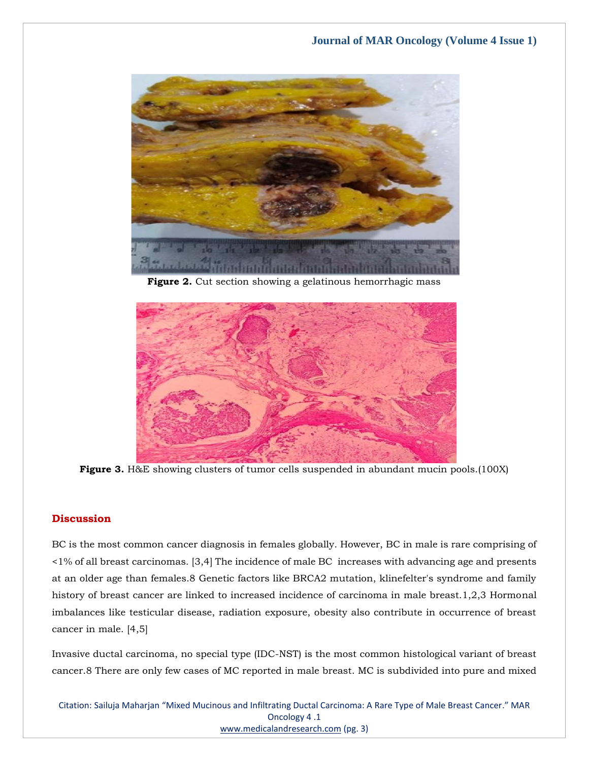Figure 2. Cut section showing a gelatinous hemorrhagic mass

Figure 3. H&E showing clusters of tumor cells suspended in abundant mucin pools.(100X)

## Discussion

BC is the most common cancer diagnosis in females globally. However, BC in male is rare comprising of <1% of all breast carcinomas. [3,4] The incidence of male BC increases with advancing age and presents at an older age than females.8 Genetic factors like BRCA2 mutation, klinefelter's syndrome and family history of breast cancer are linked to increased incidence of carcinoma in male breast.1,2,3 Hormonal imbalances like testicular disease, radiation exposure, obesity also contribute in occurrence of breast cancer in male. [4,5]

Invasive ductal carcinoma, no special type (IDC-NST) is the most common histological variant of breast cancer.8 There are only few cases of MC reported in male breast. MC is subdivided into pure and mixed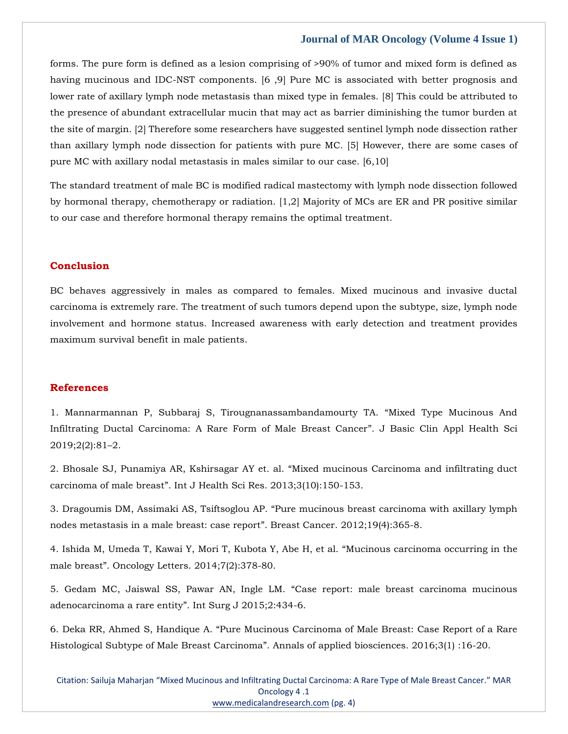forms. The pure form is defined as a lesion comprising of >90% of tumor and mixed form is defined as having mucinous and IDC-NST components. [6 ,9] Pure MC is associated with better prognosis and lower rate of axillary lymph node metastasis than mixed type in females. [8] This could be attributed to the presence of abundant extracellular mucin that may act as barrier diminishing the tumor burden at the site of margin. [2] Therefore some researchers have suggested sentinel lymph node dissection rather than axillary lymph node dissection for patients with pure MC. [5] However, there are some cases of pure MC with axillary nodal metastasis in males similar to our case. [6,10]

The standard treatment of male BC is modified radical mastectomy with lymph node dissection followed by hormonal therapy, chemotherapy or radiation. [1,2] Majority of MCs are ER and PR positive similar to our case and therefore hormonal therapy remains the optimal treatment.

## Conclusion

BC behaves aggressively in males as compared to females. Mixed mucinous and invasive ductal carcinoma is extremely rare. The treatment of such tumors depend upon the subtype, size, lymph node involvement and hormone status. Increased awareness with early detection and treatment provides maximum survival benefit in male patients.

## References

1. Mannarmannan P, Subbaraj S, Tirougnanassambandamourty TA. "Mixed Type Mucinous And Infiltrating Ductal Carcinoma: A Rare Form of Male Breast Cancer". J Basic Clin Appl Health Sci 2019;2(2):81–2.

2. Bhosale SJ, Punamiya AR, Kshirsagar AY et. al. "Mixed mucinous Carcinoma and infiltrating duct carcinoma of male breast". Int J Health Sci Res. 2013;3(10):150-153.

3. Dragoumis DM, Assimaki AS, Tsiftsoglou AP. "Pure mucinous breast carcinoma with axillary lymph nodes metastasis in a male breast: case report". Breast Cancer. 2012;19(4):365-8.

4. Ishida M, Umeda T, Kawai Y, Mori T, Kubota Y, Abe H, et al. "Mucinous carcinoma occurring in the male breast". Oncology Letters. 2014;7(2):378-80.

5. Gedam MC, Jaiswal SS, Pawar AN, Ingle LM. "Case report: male breast carcinoma mucinous adenocarcinoma a rare entity". Int Surg J 2015;2:434-6.

6. Deka RR, Ahmed S, Handique A. "Pure Mucinous Carcinoma of Male Breast: Case Report of a Rare Histological Subtype of Male Breast Carcinoma". Annals of applied biosciences. 2016;3(1) :16-20.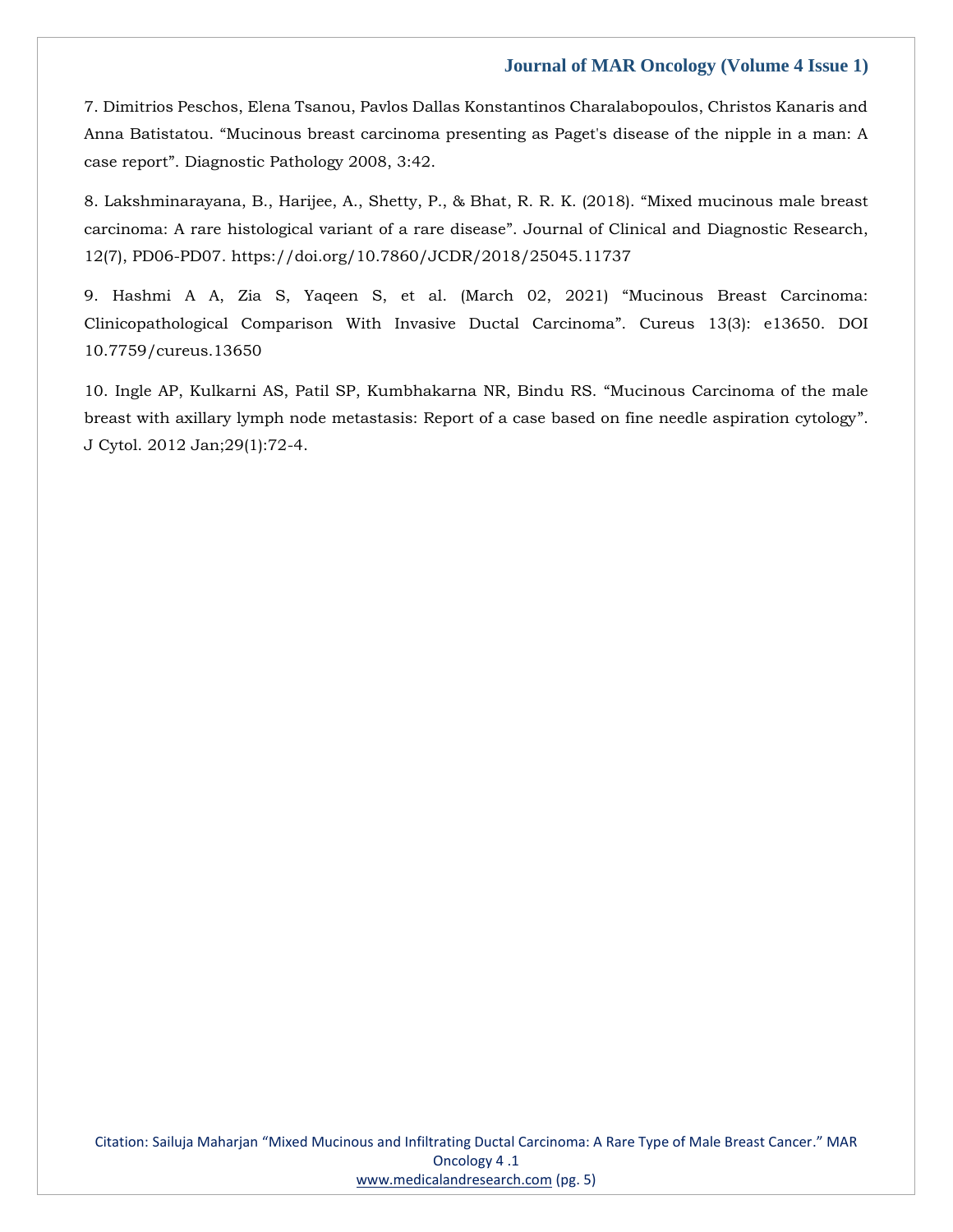7. Dimitrios Peschos, Elena Tsanou, Pavlos Dallas Konstantinos Charalabopoulos, Christos Kanaris and Anna Batistatou. "Mucinous breast carcinoma presenting as Paget's disease of the nipple in a man: A case report". Diagnostic Pathology 2008, 3:42.

8. Lakshminarayana, B., Harijee, A., Shetty, P., & Bhat, R. R. K. (2018). "Mixed mucinous male breast carcinoma: A rare histological variant of a rare disease". Journal of Clinical and Diagnostic Research, 12(7), PD06-PD07. https://doi.org/10.7860/JCDR/2018/25045.11737

9. Hashmi A A, Zia S, Yaqeen S, et al. (March 02, 2021) "Mucinous Breast Carcinoma: Clinicopathological Comparison With Invasive Ductal Carcinoma". Cureus 13(3): e13650. DOI 10.7759/cureus.13650

10. Ingle AP, Kulkarni AS, Patil SP, Kumbhakarna NR, Bindu RS. "Mucinous Carcinoma of the male breast with axillary lymph node metastasis: Report of a case based on fine needle aspiration cytology". J Cytol. 2012 Jan;29(1):72-4.